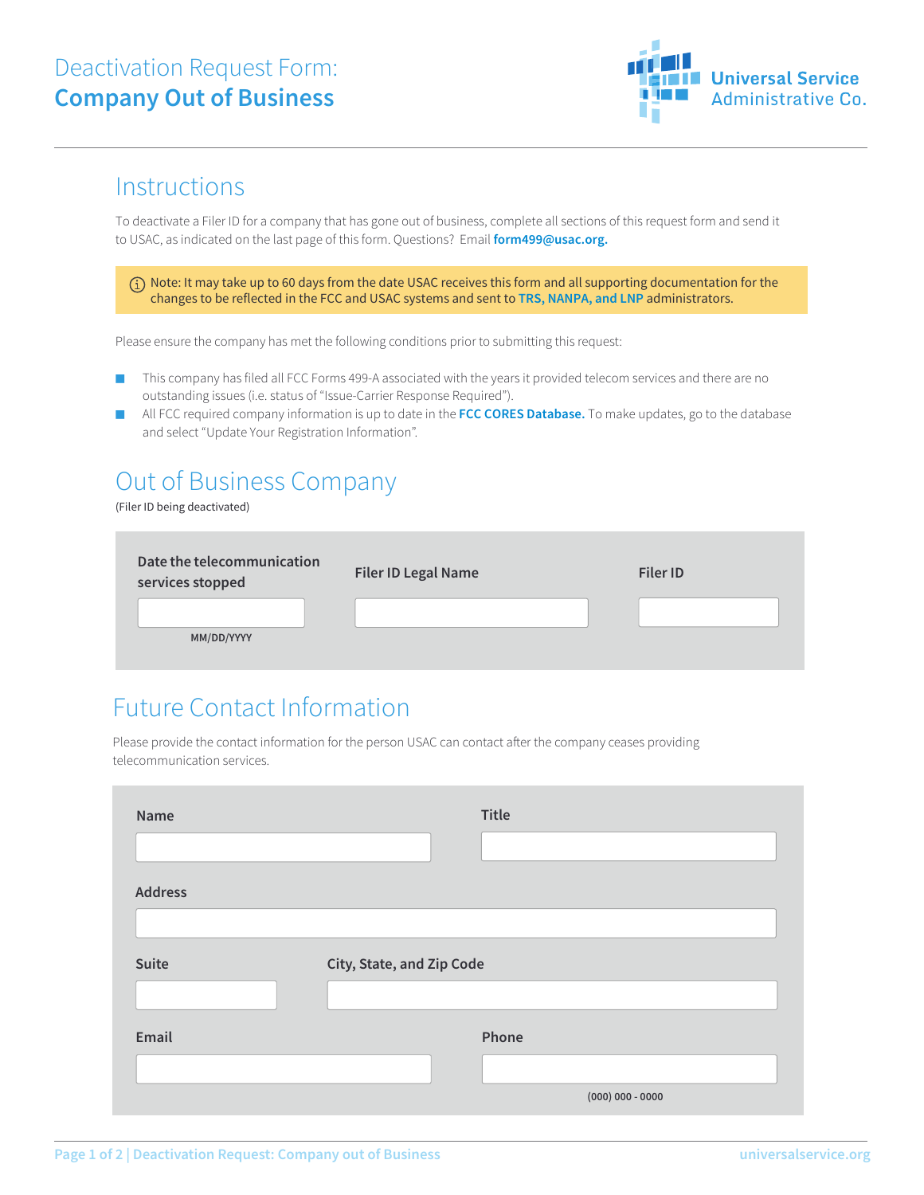# Deactivation Request Form: Company Out of Business

Universal Service Administrative Co.

## Instructions

To deactivate a Filer ID for a company that has gone out of business, complete all sections of this request form and send it to USAC, as indicated on the last page of this form. Questions? Email **form499@usac.org.**

> Note: It may take up to 60 days from the date USAC receives this form and all supporting documentation for the changes to be reflected in the FCC and USAC systems and sent to **TRS, NANPA, and LNP** administrators.

Please ensure the company has met the following conditions prior to submitting this request:

- This company has filed all FCC Forms 499-A associated with the years it provided telecom services and there are no outstanding issues (i.e. status of "Issue-Carrier Response Required").
- All FCC required company information is up to date in the **FCC CORES Database.** To make updates, go to the database and select "Update Your Registration Information".

## Out of Business Company

(Filer ID being deactivated)

**Date the telecommunication services stopped**

______________
MM/DD/YYYY

**Filer ID Legal Name**

______________

**Filer ID**

______________

## Future Contact Information

Please provide the contact information for the person USAC can contact after the company ceases providing telecommunication services.

**Name**

______________

**Title**

______________

**Address**

______________

**Suite**

______________

**City, State, and Zip Code**

______________

**Email**

______________

**Phone**

______________
(000) 000 - 0000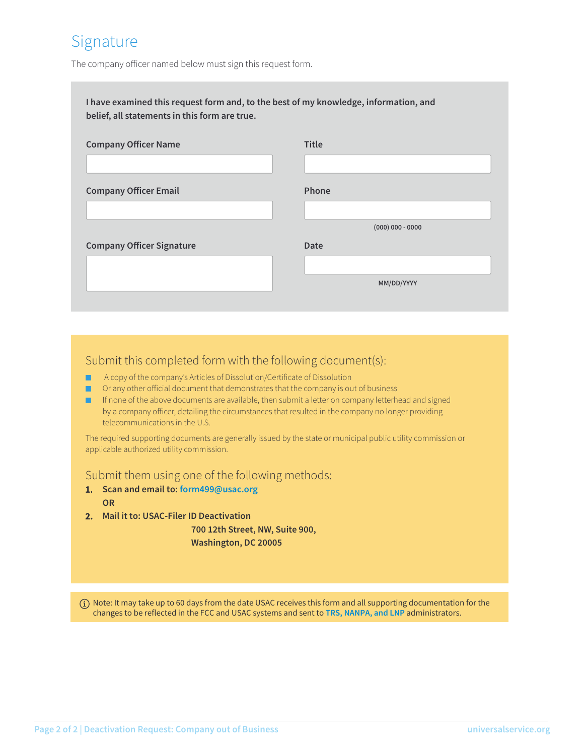## Signature

The company officer named below must sign this request form.

**I have examined this request form and, to the best of my knowledge, information, and belief, all statements in this form are true.**

**Company Officer Name**

**Title**

**Company Officer Email**

**Phone**

(000) 000 - 0000

**Company Officer Signature**

**Date**

MM/DD/YYYY

### Submit this completed form with the following document(s):

- A copy of the company's Articles of Dissolution/Certificate of Dissolution
- Or any other official document that demonstrates that the company is out of business
- If none of the above documents are available, then submit a letter on company letterhead and signed by a company officer, detailing the circumstances that resulted in the company no longer providing telecommunications in the U.S.

The required supporting documents are generally issued by the state or municipal public utility commission or applicable authorized utility commission.

### Submit them using one of the following methods:

1. **Scan and email to: form499@usac.org**

   **OR**

2. **Mail it to: USAC-Filer ID Deactivation**
   **700 12th Street, NW, Suite 900,**
   **Washington, DC 20005**

Note: It may take up to 60 days from the date USAC receives this form and all supporting documentation for the changes to be reflected in the FCC and USAC systems and sent to TRS, NANPA, and LNP administrators.